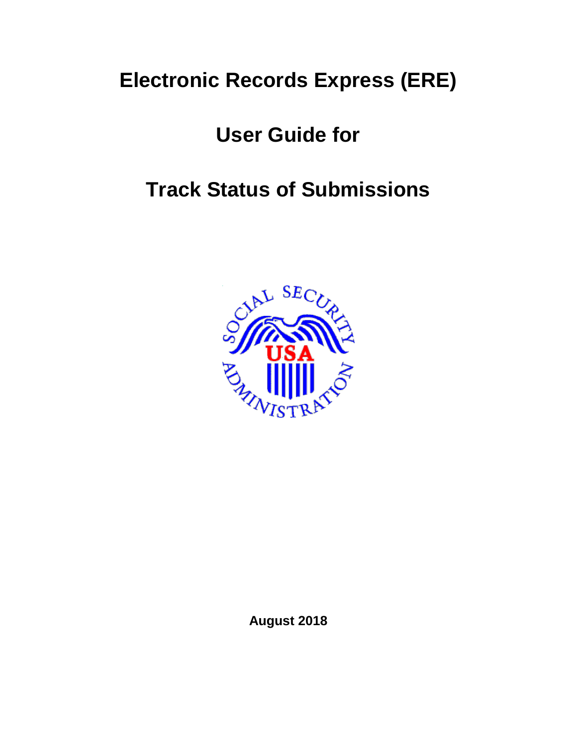# Electronic Records Express (ERE)

# User Guide for

# Track Status of Submissions

**August 2018**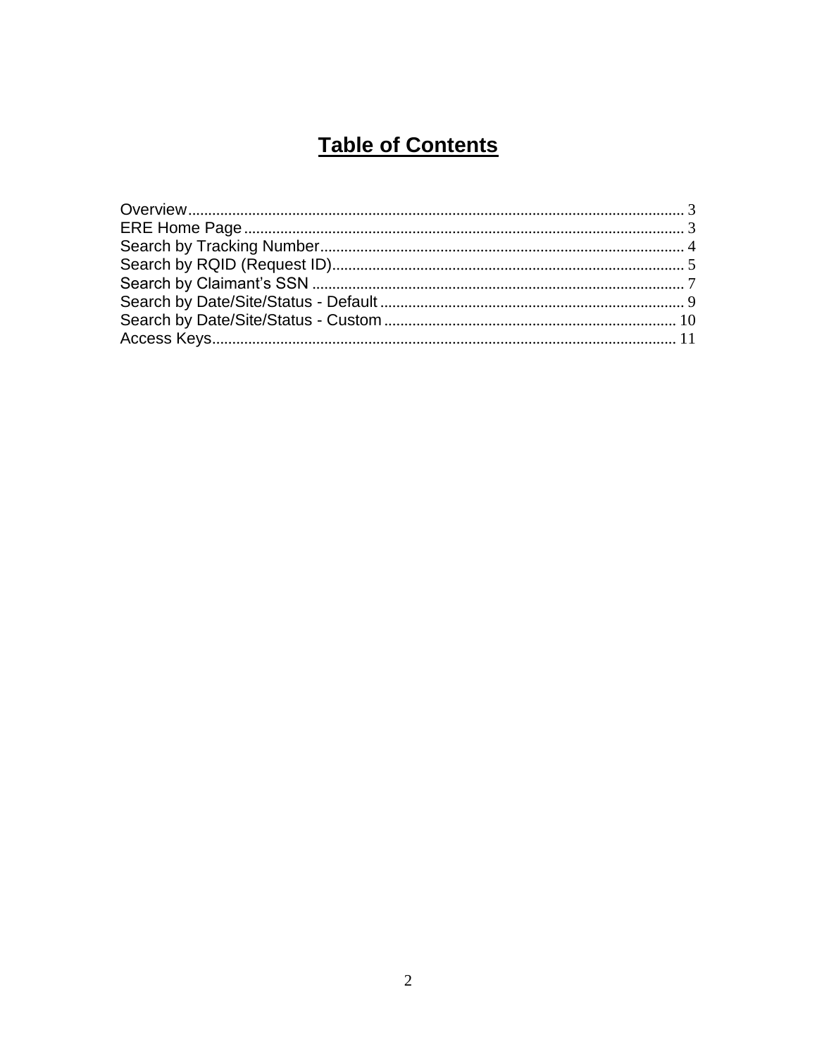# Table of Contents

Overview .......................................................... 3
ERE Home Page .......................................................... 3
Search by Tracking Number .......................................................... 4
Search by RQID (Request ID) .......................................................... 5
Search by Claimant's SSN .......................................................... 7
Search by Date/Site/Status - Default .......................................................... 9
Search by Date/Site/Status - Custom .......................................................... 10
Access Keys .......................................................... 11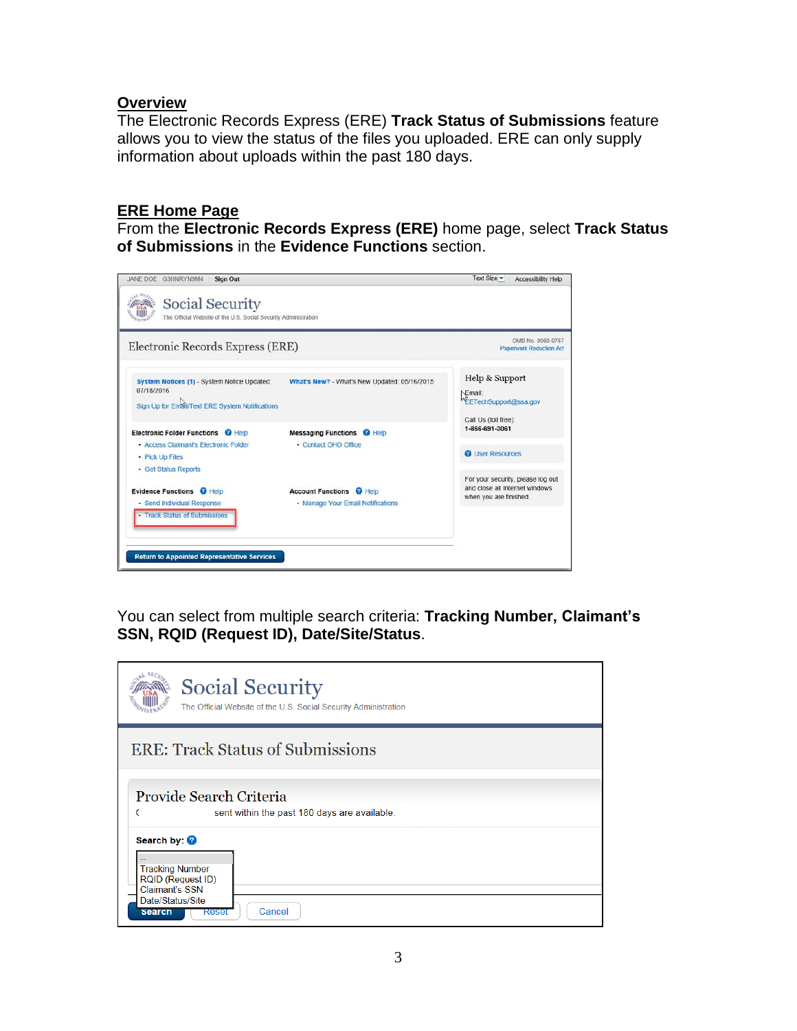## Overview

The Electronic Records Express (ERE) **Track Status of Submissions** feature allows you to view the status of the files you uploaded. ERE can only supply information about uploads within the past 180 days.

## ERE Home Page

From the **Electronic Records Express (ERE)** home page, select **Track Status of Submissions** in the **Evidence Functions** section.

You can select from multiple search criteria: **Tracking Number, Claimant's SSN, RQID (Request ID), Date/Site/Status**.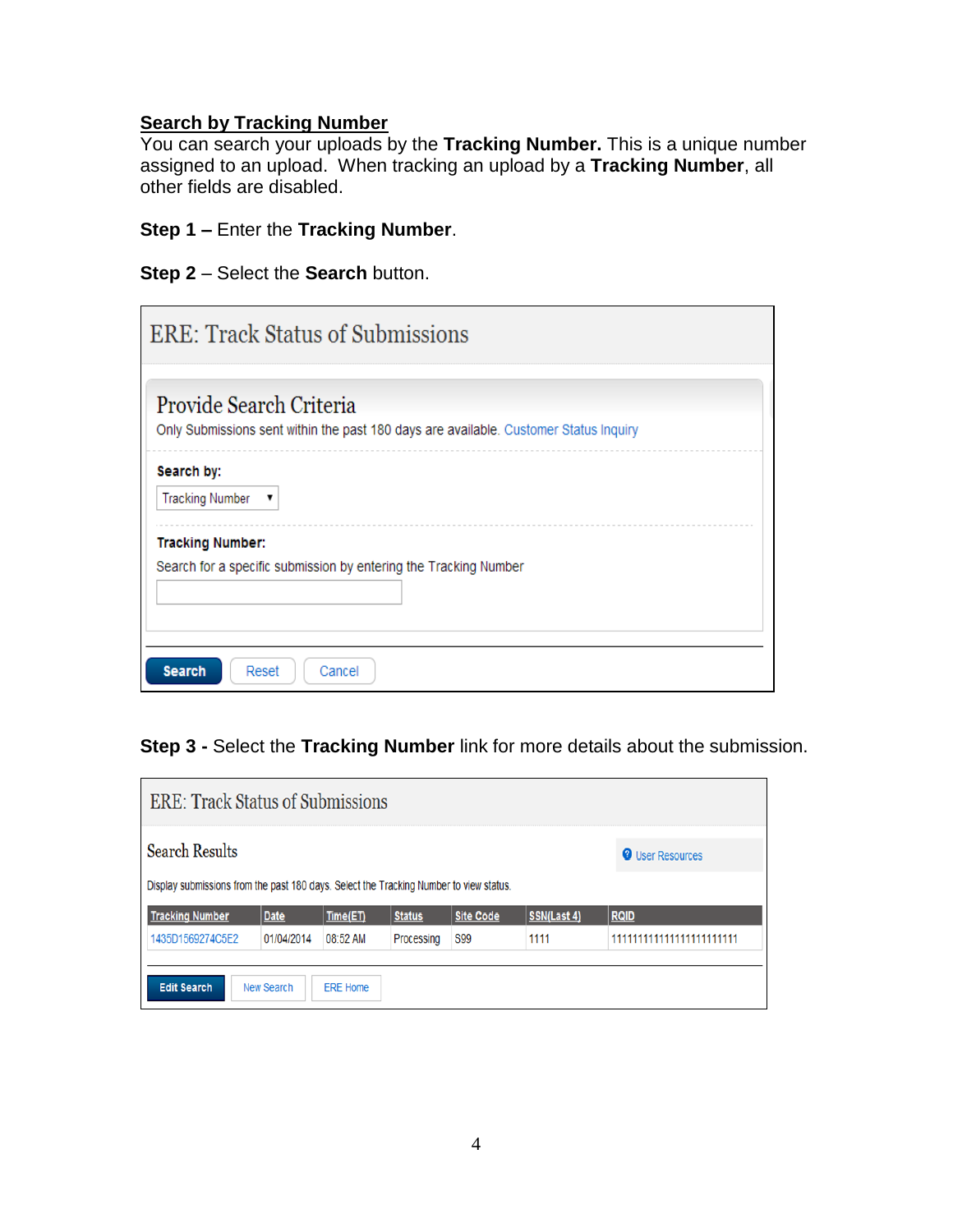## Search by Tracking Number

You can search your uploads by the **Tracking Number.** This is a unique number assigned to an upload. When tracking an upload by a **Tracking Number**, all other fields are disabled.

**Step 1 –** Enter the **Tracking Number**.

**Step 2** – Select the **Search** button.

ERE: Track Status of Submissions

Provide Search Criteria

Only Submissions sent within the past 180 days are available. Customer Status Inquiry

**Search by:**

Tracking Number ▼

**Tracking Number:**

Search for a specific submission by entering the Tracking Number

Search | Reset | Cancel

**Step 3 -** Select the **Tracking Number** link for more details about the submission.

ERE: Track Status of Submissions

Search Results

User Resources

Display submissions from the past 180 days. Select the Tracking Number to view status.

| Tracking Number | Date | Time(ET) | Status | Site Code | SSN(Last 4) | RQID |
|---|---|---|---|---|---|---|
| 1435D1569274C5E2 | 01/04/2014 | 08:52 AM | Processing | S99 | 1111 | 1111111111111111111111 |

Edit Search | New Search | ERE Home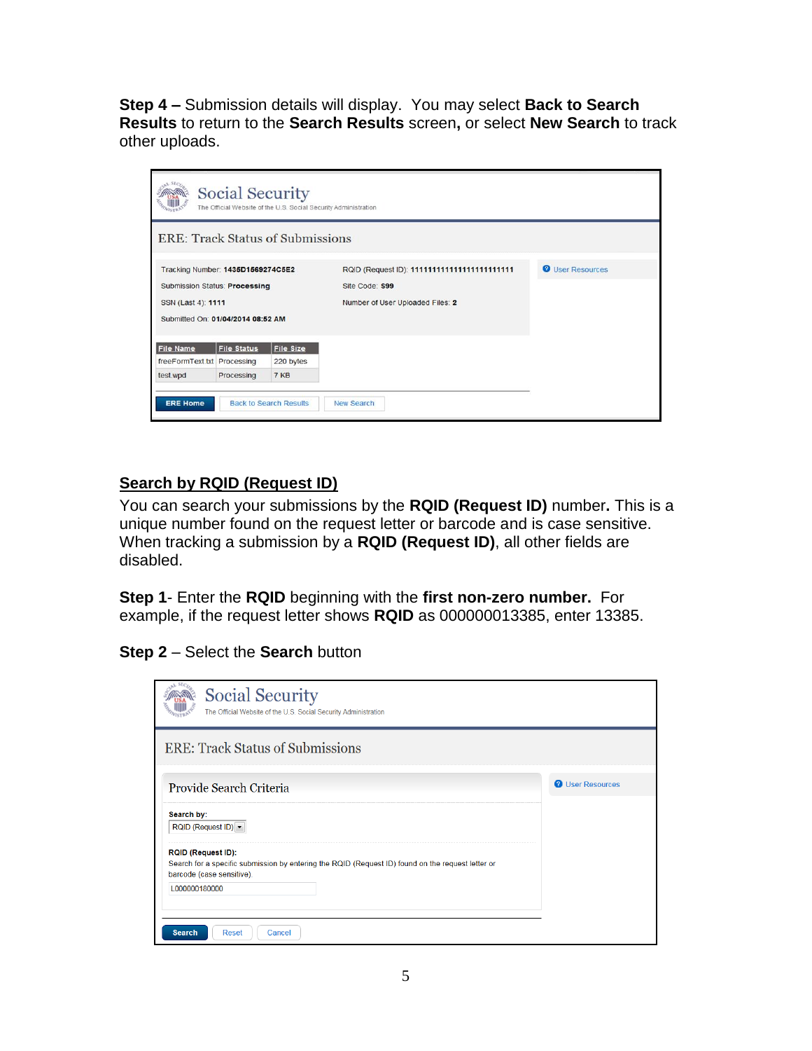**Step 4 –** Submission details will display. You may select **Back to Search Results** to return to the **Search Results** screen**,** or select **New Search** to track other uploads.

Social Security
The Official Website of the U.S. Social Security Administration

ERE: Track Status of Submissions

Tracking Number: **1435D1569274C5E2**
Submission Status: **Processing**
SSN (Last 4): **1111**
Submitted On: **01/04/2014 08:52 AM**

RQID (Request ID): **1111111111111111111111**
Site Code: **S99**
Number of User Uploaded Files: **2**

User Resources

| File Name | File Status | File Size |
|---|---|---|
| freeFormText.txt | Processing | 220 bytes |
| test.wpd | Processing | 7 KB |

ERE Home | Back to Search Results | New Search

## Search by RQID (Request ID)

You can search your submissions by the **RQID (Request ID)** number**.** This is a unique number found on the request letter or barcode and is case sensitive. When tracking a submission by a **RQID (Request ID)**, all other fields are disabled.

**Step 1**- Enter the **RQID** beginning with the **first non-zero number.** For example, if the request letter shows **RQID** as 000000013385, enter 13385.

**Step 2** – Select the **Search** button

Social Security
The Official Website of the U.S. Social Security Administration

ERE: Track Status of Submissions

Provide Search Criteria

**Search by:**
RQID (Request ID)

**RQID (Request ID):**
Search for a specific submission by entering the RQID (Request ID) found on the request letter or barcode (case sensitive).

L000000180000

User Resources

Search | Reset | Cancel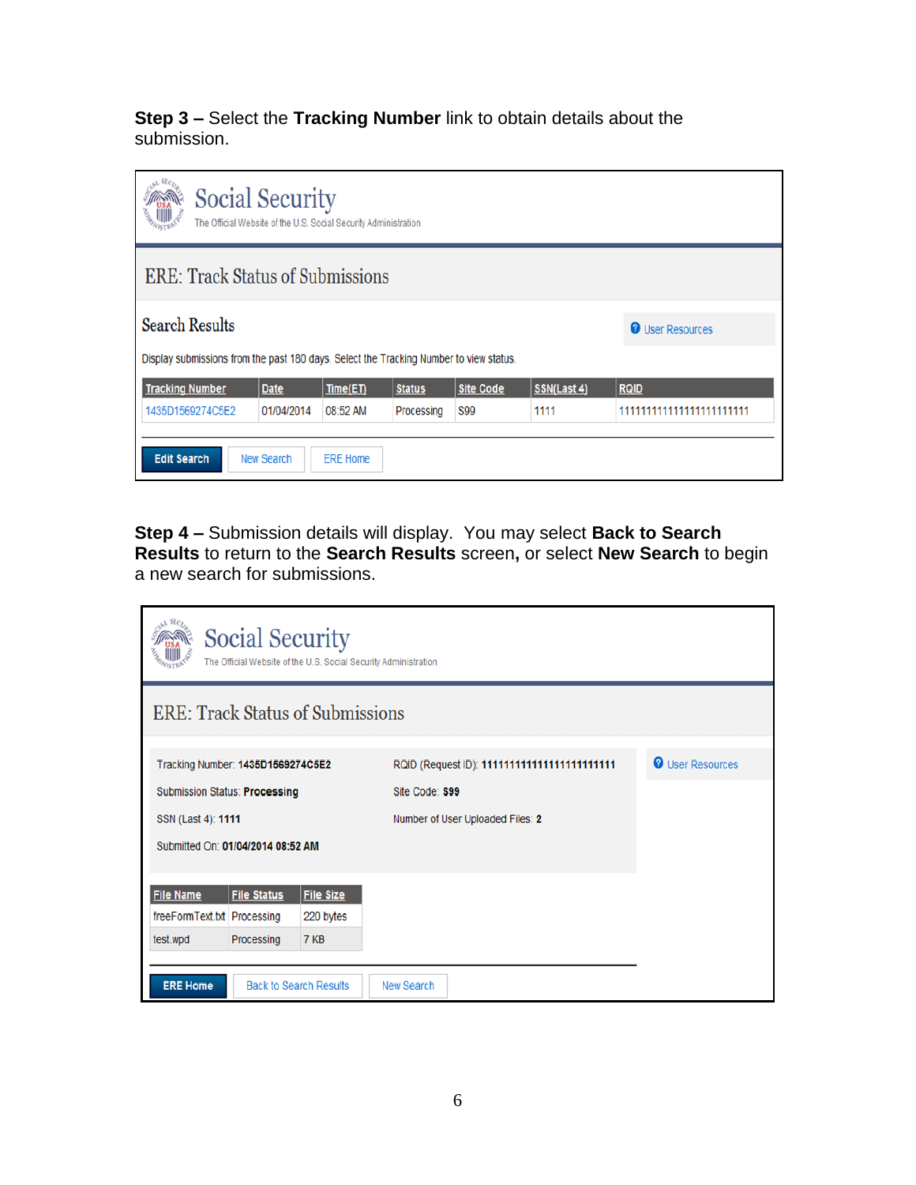**Step 3 –** Select the **Tracking Number** link to obtain details about the submission.

Social Security
The Official Website of the U.S. Social Security Administration

ERE: Track Status of Submissions

Search Results

User Resources

Display submissions from the past 180 days. Select the Tracking Number to view status.

| Tracking Number | Date | Time(ET) | Status | Site Code | SSN(Last 4) | RQID |
|---|---|---|---|---|---|---|
| 1435D1569274C5E2 | 01/04/2014 | 08:52 AM | Processing | S99 | 1111 | 11111111111111111111111 |

Edit Search | New Search | ERE Home

**Step 4 –** Submission details will display. You may select **Back to Search Results** to return to the **Search Results** screen**,** or select **New Search** to begin a new search for submissions.

Social Security
The Official Website of the U.S. Social Security Administration

ERE: Track Status of Submissions

Tracking Number: **1435D1569274C5E2**

RQID (Request ID): **11111111111111111111111**

Submission Status: **Processing**

Site Code: **S99**

SSN (Last 4): **1111**

Number of User Uploaded Files: **2**

Submitted On: **01/04/2014 08:52 AM**

User Resources

| File Name | File Status | File Size |
|---|---|---|
| freeFormText.txt | Processing | 220 bytes |
| test.wpd | Processing | 7 KB |

ERE Home | Back to Search Results | New Search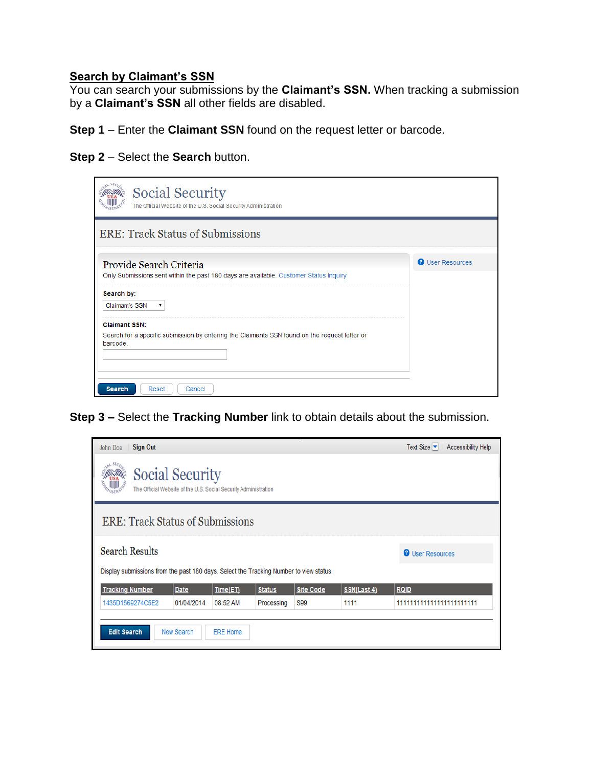**Search by Claimant's SSN**

You can search your submissions by the **Claimant's SSN.** When tracking a submission by a **Claimant's SSN** all other fields are disabled.

**Step 1** – Enter the **Claimant SSN** found on the request letter or barcode.

**Step 2** – Select the **Search** button.

Social Security
The Official Website of the U.S. Social Security Administration

ERE: Track Status of Submissions

Provide Search Criteria
Only Submissions sent within the past 180 days are available. Customer Status Inquiry

User Resources

Search by:
Claimant's SSN

Claimant SSN:
Search for a specific submission by entering the Claimants SSN found on the request letter or barcode.

Search | Reset | Cancel

**Step 3 –** Select the **Tracking Number** link to obtain details about the submission.

John Doe | Sign Out | Text Size | Accessibility Help

Social Security
The Official Website of the U.S. Social Security Administration

ERE: Track Status of Submissions

Search Results

User Resources

Display submissions from the past 180 days. Select the Tracking Number to view status.

| Tracking Number | Date | Time(ET) | Status | Site Code | SSN(Last 4) | RQID |
| --- | --- | --- | --- | --- | --- | --- |
| 1435D1569274C5E2 | 01/04/2014 | 08:52 AM | Processing | S99 | 1111 | 1111111111111111111111 |

Edit Search | New Search | ERE Home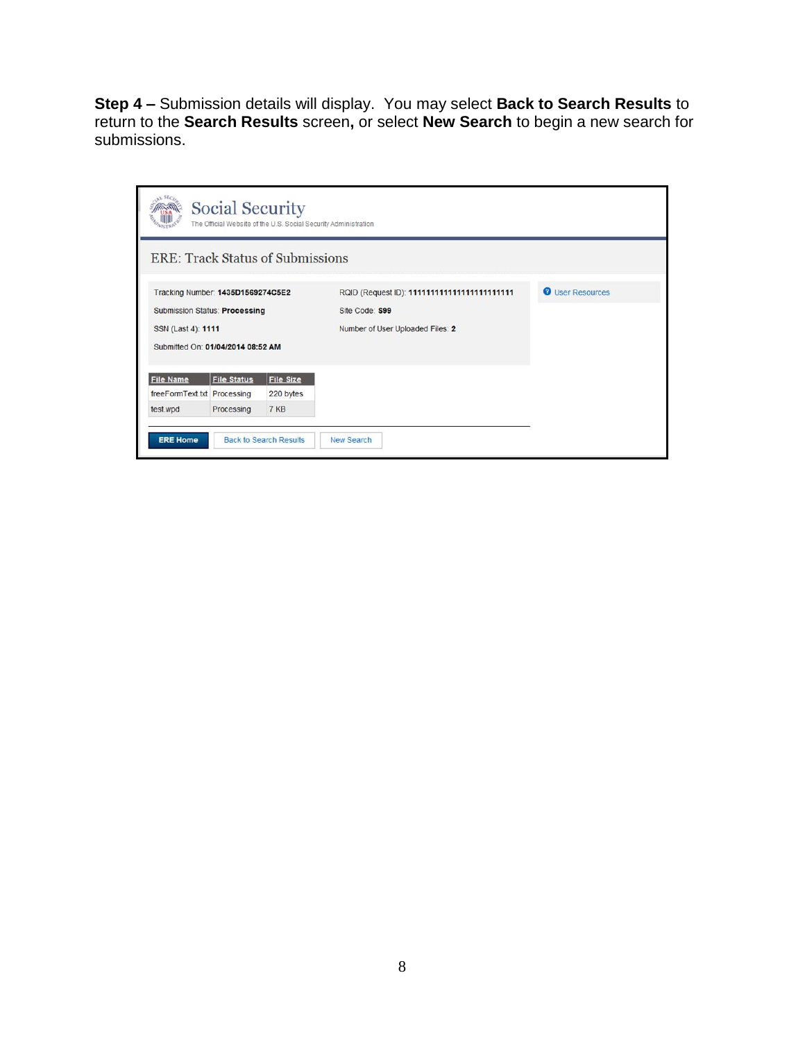**Step 4 –** Submission details will display. You may select **Back to Search Results** to return to the **Search Results** screen**,** or select **New Search** to begin a new search for submissions.

Social Security

The Official Website of the U.S. Social Security Administration

ERE: Track Status of Submissions

Tracking Number: **1435D1569274C5E2**

Submission Status: **Processing**

SSN (Last 4): **1111**

Submitted On: **01/04/2014 08:52 AM**

RQID (Request ID): **1111111111111111111111**

Site Code: **S99**

Number of User Uploaded Files: **2**

User Resources

| File Name | File Status | File Size |
|---|---|---|
| freeFormText.txt | Processing | 220 bytes |
| test.wpd | Processing | 7 KB |

ERE Home | Back to Search Results | New Search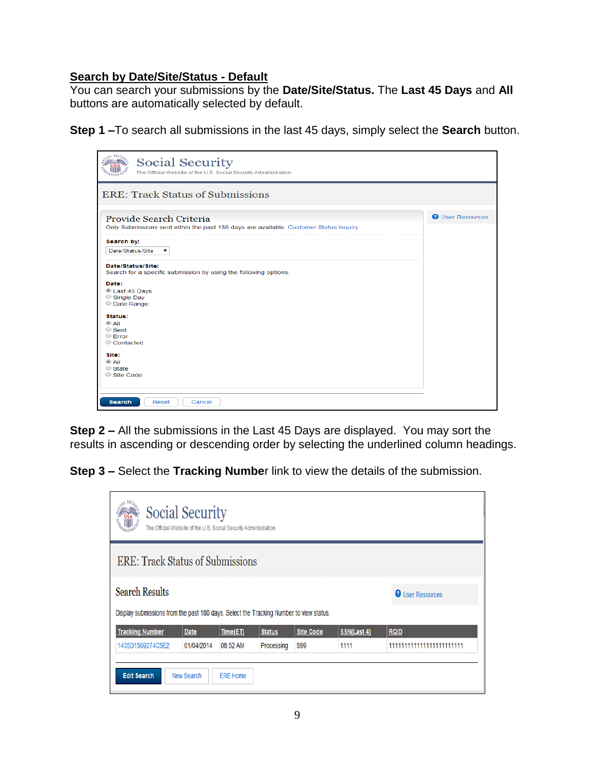## Search by Date/Site/Status - Default

You can search your submissions by the **Date/Site/Status.** The **Last 45 Days** and **All** buttons are automatically selected by default.

**Step 1 –**To search all submissions in the last 45 days, simply select the **Search** button.

Social Security
The Official Website of the U.S. Social Security Administration

ERE: Track Status of Submissions

Provide Search Criteria
Only Submissions sent within the past 180 days are available. Customer Status Inquiry

User Resources

**Search by:**
Date/Status/Site

**Date/Status/Site:**
Search for a specific submission by using the following options.

**Date:**
- Last 45 Days
- Single Day
- Date Range:

**Status:**
- All
- Sent
- Error
- Contacted

**Site:**
- All
- State
- Site Code

Search | Reset | Cancel

**Step 2 –** All the submissions in the Last 45 Days are displayed. You may sort the results in ascending or descending order by selecting the underlined column headings.

**Step 3 –** Select the **Tracking Number** link to view the details of the submission.

Social Security
The Official Website of the U.S. Social Security Administration

ERE: Track Status of Submissions

Search Results

User Resources

Display submissions from the past 180 days. Select the Tracking Number to view status.

| Tracking Number | Date | Time(ET) | Status | Site Code | SSN(Last 4) | RQID |
|---|---|---|---|---|---|---|
| 1435D1569274C5E2 | 01/04/2014 | 08:52 AM | Processing | S99 | 1111 | 1111111111111111111111 |

Edit Search | New Search | ERE Home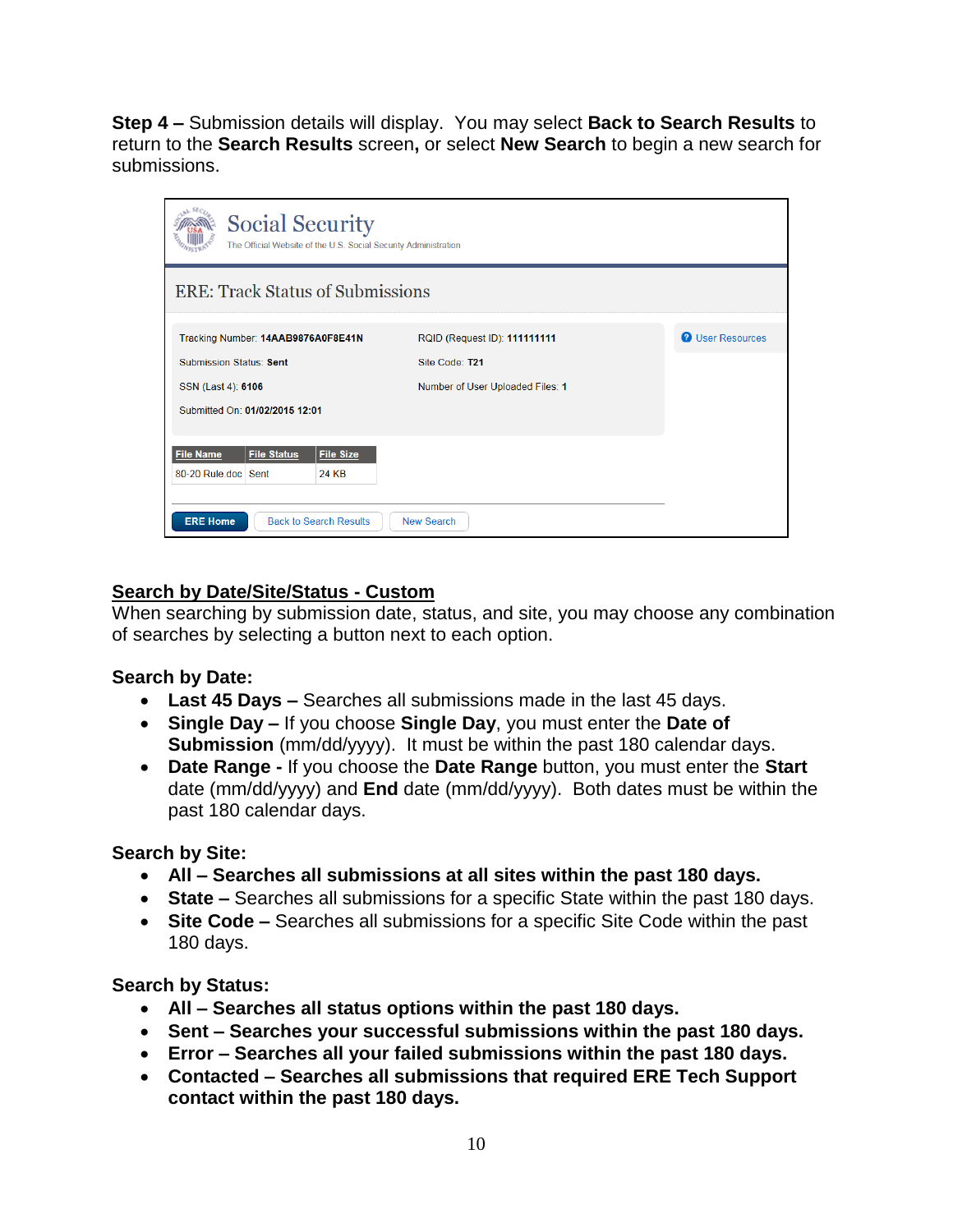**Step 4 –** Submission details will display. You may select **Back to Search Results** to return to the **Search Results** screen**,** or select **New Search** to begin a new search for submissions.

Social Security
The Official Website of the U.S. Social Security Administration

ERE: Track Status of Submissions

Tracking Number: **14AAB9876A0F8E41N**
Submission Status: **Sent**
SSN (Last 4): **6106**
Submitted On: **01/02/2015 12:01**
RQID (Request ID): **111111111**
Site Code: **T21**
Number of User Uploaded Files: **1**

User Resources

| File Name | File Status | File Size |
| --- | --- | --- |
| 80-20 Rule.doc | Sent | 24 KB |

ERE Home | Back to Search Results | New Search

## Search by Date/Site/Status - Custom

When searching by submission date, status, and site, you may choose any combination of searches by selecting a button next to each option.

**Search by Date:**

- **Last 45 Days –** Searches all submissions made in the last 45 days.
- **Single Day –** If you choose **Single Day**, you must enter the **Date of Submission** (mm/dd/yyyy). It must be within the past 180 calendar days.
- **Date Range -** If you choose the **Date Range** button, you must enter the **Start** date (mm/dd/yyyy) and **End** date (mm/dd/yyyy). Both dates must be within the past 180 calendar days.

**Search by Site:**

- **All – Searches all submissions at all sites within the past 180 days.**
- **State –** Searches all submissions for a specific State within the past 180 days.
- **Site Code –** Searches all submissions for a specific Site Code within the past 180 days.

**Search by Status:**

- **All – Searches all status options within the past 180 days.**
- **Sent – Searches your successful submissions within the past 180 days.**
- **Error – Searches all your failed submissions within the past 180 days.**
- **Contacted – Searches all submissions that required ERE Tech Support contact within the past 180 days.**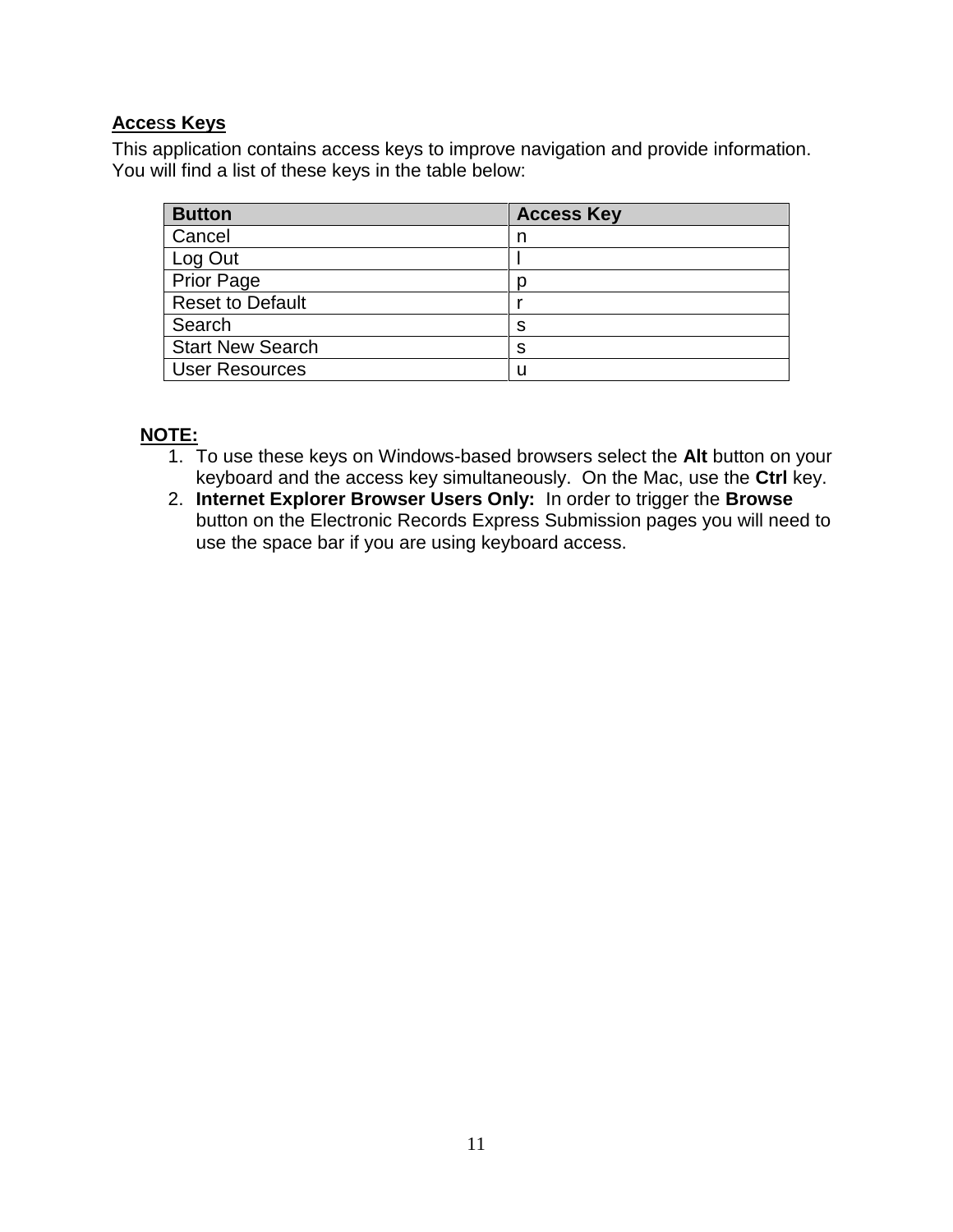## Access Keys

This application contains access keys to improve navigation and provide information. You will find a list of these keys in the table below:

| Button | Access Key |
|---|---|
| Cancel | n |
| Log Out | l |
| Prior Page | p |
| Reset to Default | r |
| Search | s |
| Start New Search | s |
| User Resources | u |

**NOTE:**

1. To use these keys on Windows-based browsers select the **Alt** button on your keyboard and the access key simultaneously. On the Mac, use the **Ctrl** key.
2. **Internet Explorer Browser Users Only:** In order to trigger the **Browse** button on the Electronic Records Express Submission pages you will need to use the space bar if you are using keyboard access.